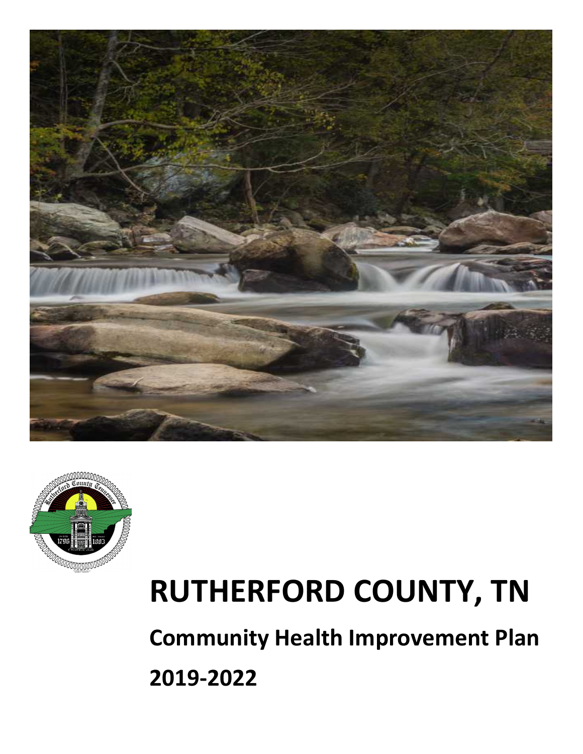# RUTHERFORD COUNTY, TN

## Community Health Improvement Plan

## 2019-2022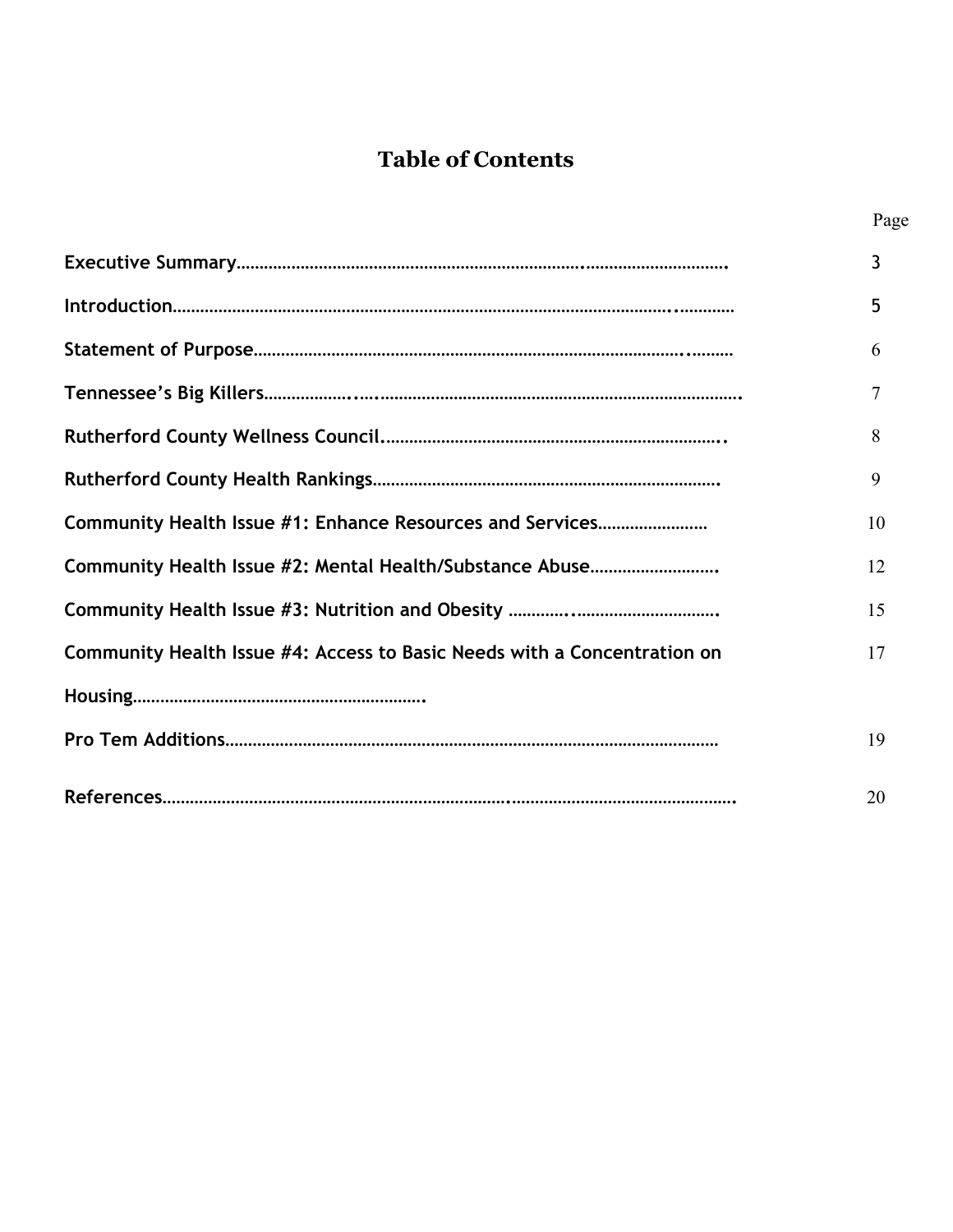# Table of Contents

| | Page |
|---|---|
| **Executive Summary** | 3 |
| **Introduction** | 5 |
| **Statement of Purpose** | 6 |
| **Tennessee's Big Killers** | 7 |
| **Rutherford County Wellness Council** | 8 |
| **Rutherford County Health Rankings** | 9 |
| **Community Health Issue #1: Enhance Resources and Services** | 10 |
| **Community Health Issue #2: Mental Health/Substance Abuse** | 12 |
| **Community Health Issue #3: Nutrition and Obesity** | 15 |
| **Community Health Issue #4: Access to Basic Needs with a Concentration on Housing** | 17 |
| **Pro Tem Additions** | 19 |
| **References** | 20 |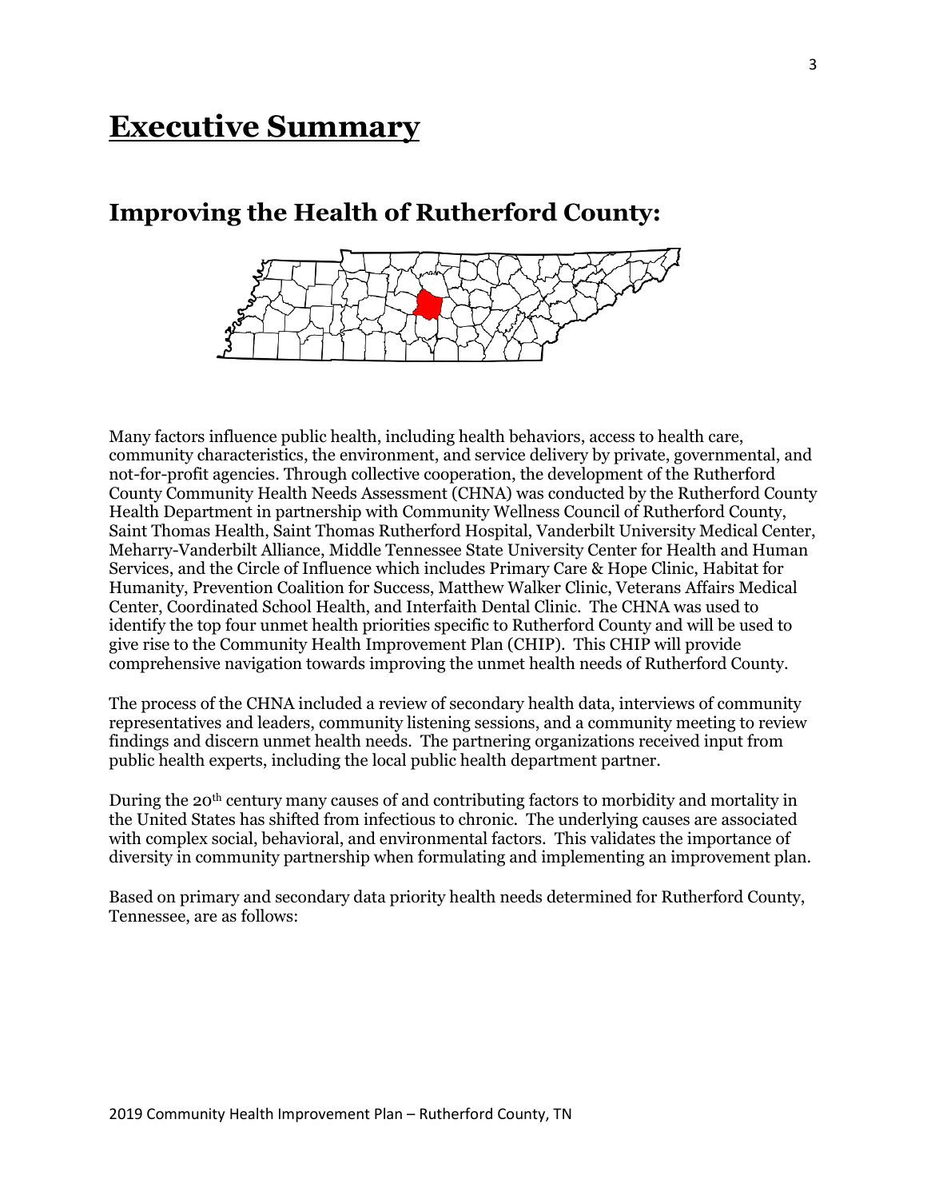# Executive Summary

## Improving the Health of Rutherford County:

Many factors influence public health, including health behaviors, access to health care, community characteristics, the environment, and service delivery by private, governmental, and not-for-profit agencies. Through collective cooperation, the development of the Rutherford County Community Health Needs Assessment (CHNA) was conducted by the Rutherford County Health Department in partnership with Community Wellness Council of Rutherford County, Saint Thomas Health, Saint Thomas Rutherford Hospital, Vanderbilt University Medical Center, Meharry-Vanderbilt Alliance, Middle Tennessee State University Center for Health and Human Services, and the Circle of Influence which includes Primary Care & Hope Clinic, Habitat for Humanity, Prevention Coalition for Success, Matthew Walker Clinic, Veterans Affairs Medical Center, Coordinated School Health, and Interfaith Dental Clinic. The CHNA was used to identify the top four unmet health priorities specific to Rutherford County and will be used to give rise to the Community Health Improvement Plan (CHIP). This CHIP will provide comprehensive navigation towards improving the unmet health needs of Rutherford County.

The process of the CHNA included a review of secondary health data, interviews of community representatives and leaders, community listening sessions, and a community meeting to review findings and discern unmet health needs. The partnering organizations received input from public health experts, including the local public health department partner.

During the 20th century many causes of and contributing factors to morbidity and mortality in the United States has shifted from infectious to chronic. The underlying causes are associated with complex social, behavioral, and environmental factors. This validates the importance of diversity in community partnership when formulating and implementing an improvement plan.

Based on primary and secondary data priority health needs determined for Rutherford County, Tennessee, are as follows: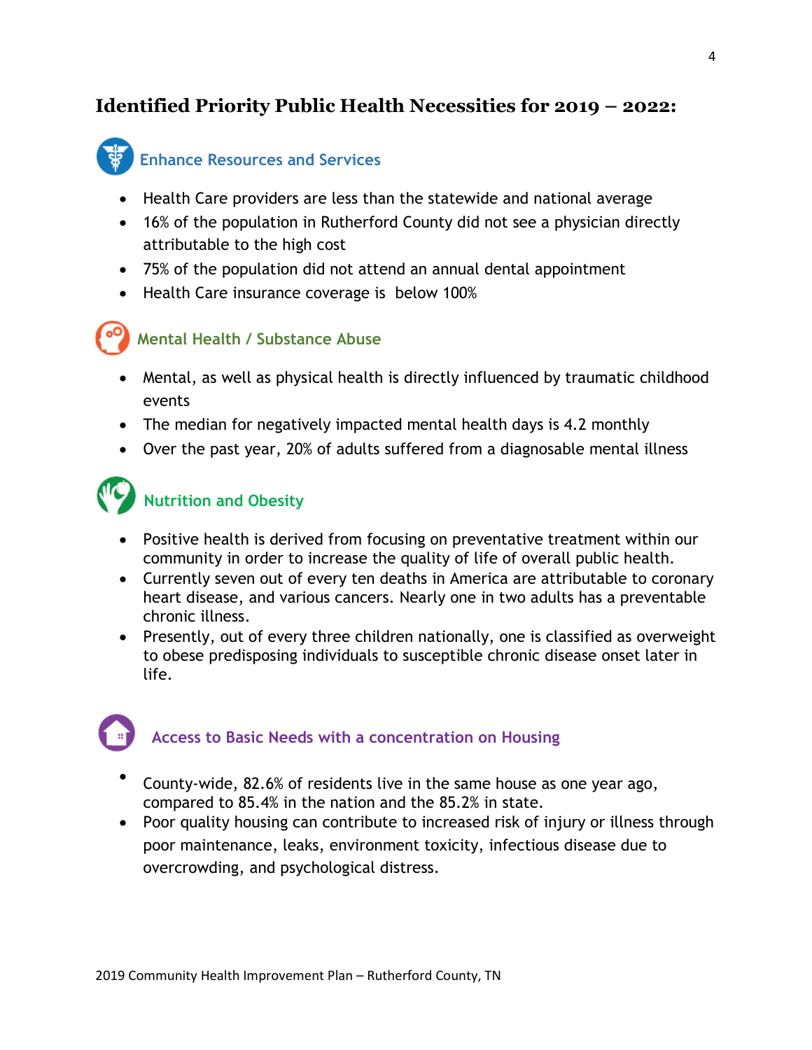## Identified Priority Public Health Necessities for 2019 – 2022:

### Enhance Resources and Services

- Health Care providers are less than the statewide and national average
- 16% of the population in Rutherford County did not see a physician directly attributable to the high cost
- 75% of the population did not attend an annual dental appointment
- Health Care insurance coverage is below 100%

### Mental Health / Substance Abuse

- Mental, as well as physical health is directly influenced by traumatic childhood events
- The median for negatively impacted mental health days is 4.2 monthly
- Over the past year, 20% of adults suffered from a diagnosable mental illness

### Nutrition and Obesity

- Positive health is derived from focusing on preventative treatment within our community in order to increase the quality of life of overall public health.
- Currently seven out of every ten deaths in America are attributable to coronary heart disease, and various cancers. Nearly one in two adults has a preventable chronic illness.
- Presently, out of every three children nationally, one is classified as overweight to obese predisposing individuals to susceptible chronic disease onset later in life.

### Access to Basic Needs with a concentration on Housing

- County-wide, 82.6% of residents live in the same house as one year ago, compared to 85.4% in the nation and the 85.2% in state.
- Poor quality housing can contribute to increased risk of injury or illness through poor maintenance, leaks, environment toxicity, infectious disease due to overcrowding, and psychological distress.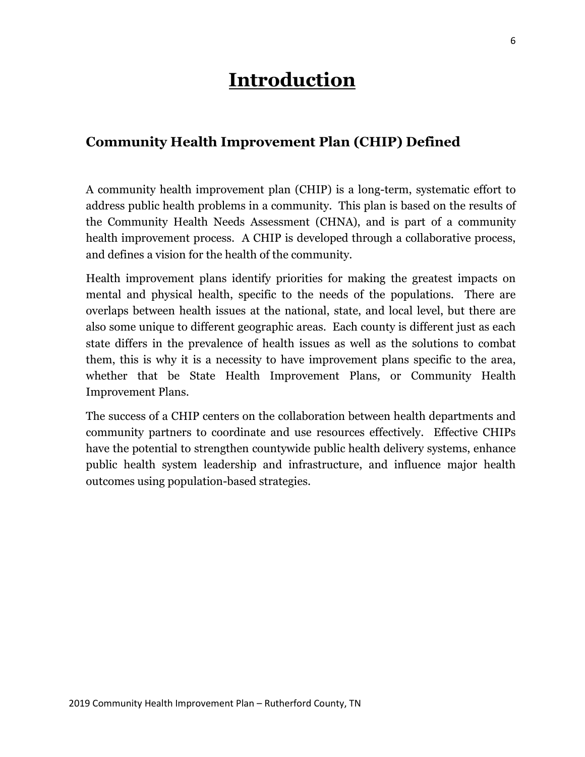# Introduction

## Community Health Improvement Plan (CHIP) Defined

A community health improvement plan (CHIP) is a long-term, systematic effort to address public health problems in a community. This plan is based on the results of the Community Health Needs Assessment (CHNA), and is part of a community health improvement process. A CHIP is developed through a collaborative process, and defines a vision for the health of the community.

Health improvement plans identify priorities for making the greatest impacts on mental and physical health, specific to the needs of the populations. There are overlaps between health issues at the national, state, and local level, but there are also some unique to different geographic areas. Each county is different just as each state differs in the prevalence of health issues as well as the solutions to combat them, this is why it is a necessity to have improvement plans specific to the area, whether that be State Health Improvement Plans, or Community Health Improvement Plans.

The success of a CHIP centers on the collaboration between health departments and community partners to coordinate and use resources effectively. Effective CHIPs have the potential to strengthen countywide public health delivery systems, enhance public health system leadership and infrastructure, and influence major health outcomes using population-based strategies.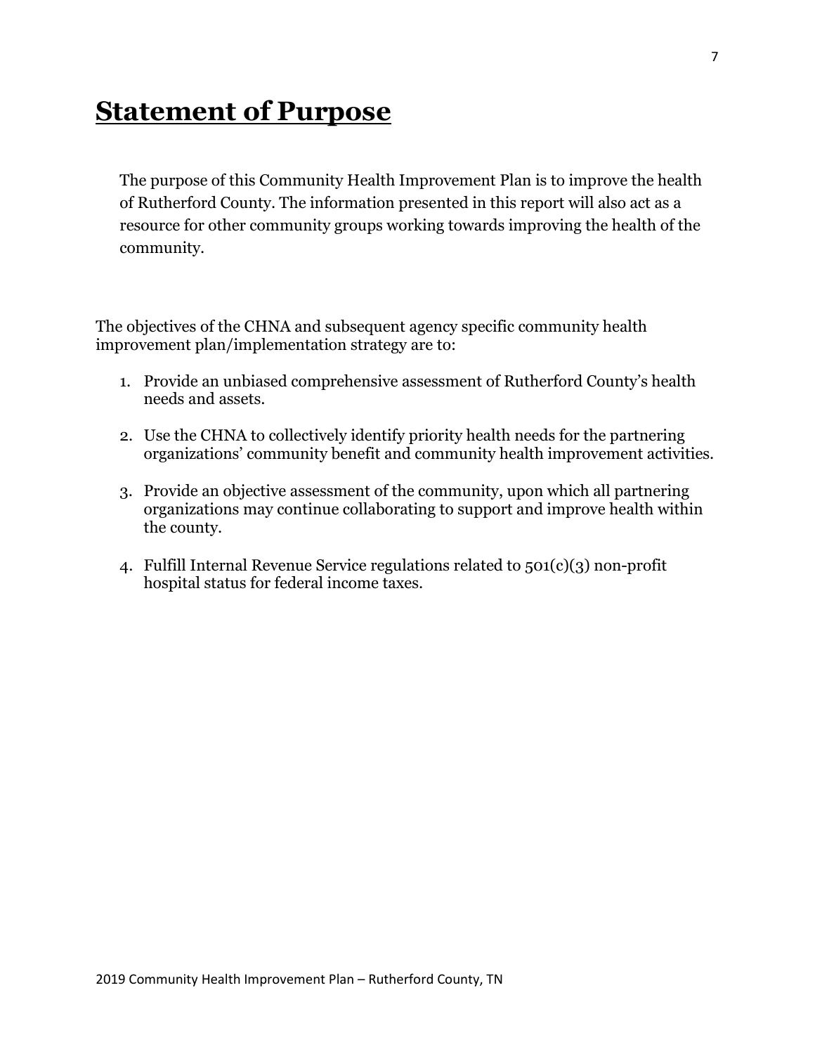# Statement of Purpose

The purpose of this Community Health Improvement Plan is to improve the health of Rutherford County. The information presented in this report will also act as a resource for other community groups working towards improving the health of the community.

The objectives of the CHNA and subsequent agency specific community health improvement plan/implementation strategy are to:

1. Provide an unbiased comprehensive assessment of Rutherford County's health needs and assets.

2. Use the CHNA to collectively identify priority health needs for the partnering organizations' community benefit and community health improvement activities.

3. Provide an objective assessment of the community, upon which all partnering organizations may continue collaborating to support and improve health within the county.

4. Fulfill Internal Revenue Service regulations related to 501(c)(3) non-profit hospital status for federal income taxes.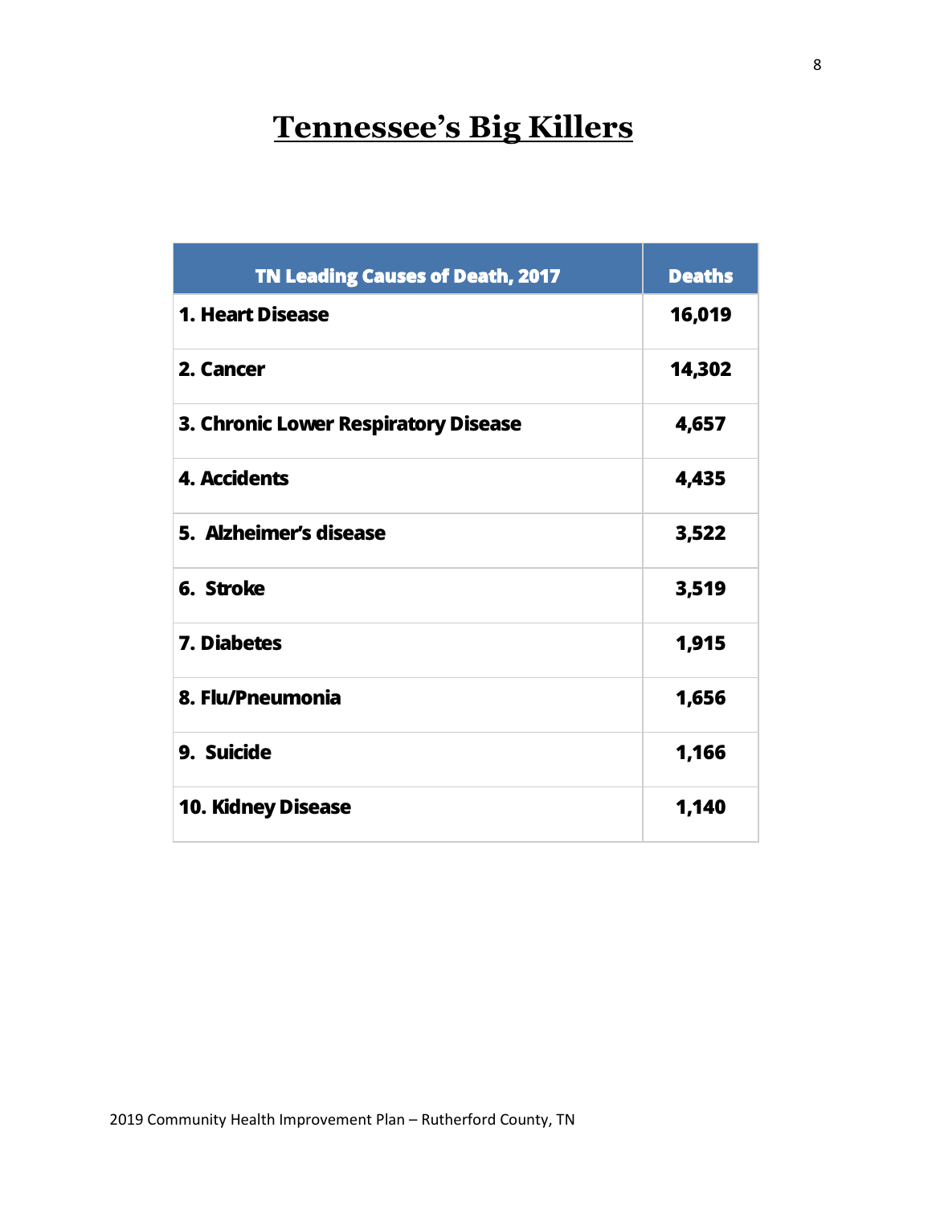# Tennessee's Big Killers

| TN Leading Causes of Death, 2017 | Deaths |
|---|---|
| **1. Heart Disease** | **16,019** |
| **2. Cancer** | **14,302** |
| **3. Chronic Lower Respiratory Disease** | **4,657** |
| **4. Accidents** | **4,435** |
| **5. Alzheimer's disease** | **3,522** |
| **6. Stroke** | **3,519** |
| **7. Diabetes** | **1,915** |
| **8. Flu/Pneumonia** | **1,656** |
| **9. Suicide** | **1,166** |
| **10. Kidney Disease** | **1,140** |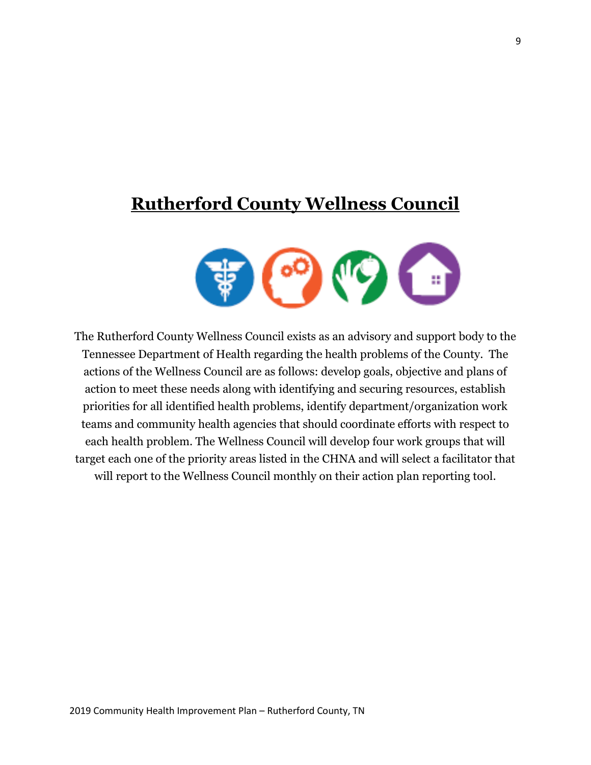# Rutherford County Wellness Council

The Rutherford County Wellness Council exists as an advisory and support body to the Tennessee Department of Health regarding the health problems of the County. The actions of the Wellness Council are as follows: develop goals, objective and plans of action to meet these needs along with identifying and securing resources, establish priorities for all identified health problems, identify department/organization work teams and community health agencies that should coordinate efforts with respect to each health problem. The Wellness Council will develop four work groups that will target each one of the priority areas listed in the CHNA and will select a facilitator that will report to the Wellness Council monthly on their action plan reporting tool.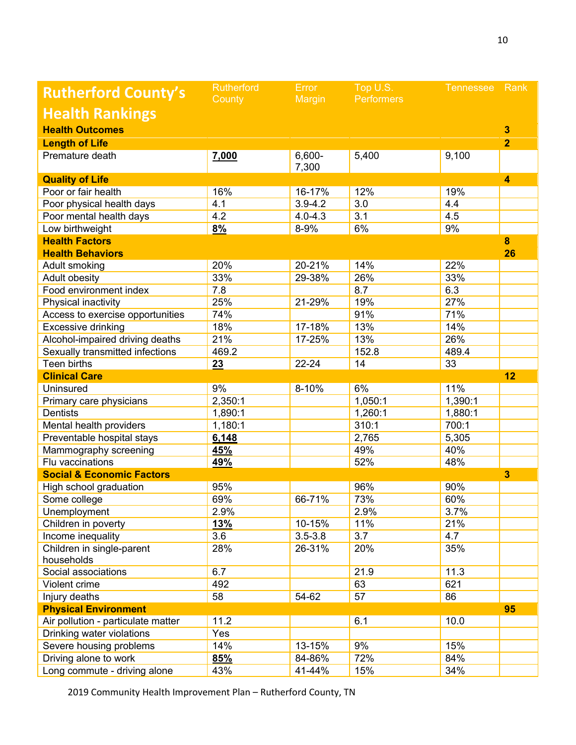| Rutherford County's Health Rankings | Rutherford County | Error Margin | Top U.S. Performers | Tennessee | Rank |
|---|---|---|---|---|---|
| **Health Outcomes** | | | | | **3** |
| **Length of Life** | | | | | **2** |
| Premature death | **7,000** | 6,600-7,300 | 5,400 | 9,100 | |
| **Quality of Life** | | | | | **4** |
| Poor or fair health | 16% | 16-17% | 12% | 19% | |
| Poor physical health days | 4.1 | 3.9-4.2 | 3.0 | 4.4 | |
| Poor mental health days | 4.2 | 4.0-4.3 | 3.1 | 4.5 | |
| Low birthweight | **8%** | 8-9% | 6% | 9% | |
| **Health Factors** | | | | | **8** |
| **Health Behaviors** | | | | | **26** |
| Adult smoking | 20% | 20-21% | 14% | 22% | |
| Adult obesity | 33% | 29-38% | 26% | 33% | |
| Food environment index | 7.8 | | 8.7 | 6.3 | |
| Physical inactivity | 25% | 21-29% | 19% | 27% | |
| Access to exercise opportunities | 74% | | 91% | 71% | |
| Excessive drinking | 18% | 17-18% | 13% | 14% | |
| Alcohol-impaired driving deaths | 21% | 17-25% | 13% | 26% | |
| Sexually transmitted infections | 469.2 | | 152.8 | 489.4 | |
| Teen births | **23** | 22-24 | 14 | 33 | |
| **Clinical Care** | | | | | **12** |
| Uninsured | 9% | 8-10% | 6% | 11% | |
| Primary care physicians | 2,350:1 | | 1,050:1 | 1,390:1 | |
| Dentists | 1,890:1 | | 1,260:1 | 1,880:1 | |
| Mental health providers | 1,180:1 | | 310:1 | 700:1 | |
| Preventable hospital stays | **6,148** | | 2,765 | 5,305 | |
| Mammography screening | **45%** | | 49% | 40% | |
| Flu vaccinations | **49%** | | 52% | 48% | |
| **Social & Economic Factors** | | | | | **3** |
| High school graduation | 95% | | 96% | 90% | |
| Some college | 69% | 66-71% | 73% | 60% | |
| Unemployment | 2.9% | | 2.9% | 3.7% | |
| Children in poverty | **13%** | 10-15% | 11% | 21% | |
| Income inequality | 3.6 | 3.5-3.8 | 3.7 | 4.7 | |
| Children in single-parent households | 28% | 26-31% | 20% | 35% | |
| Social associations | 6.7 | | 21.9 | 11.3 | |
| Violent crime | 492 | | 63 | 621 | |
| Injury deaths | 58 | 54-62 | 57 | 86 | |
| **Physical Environment** | | | | | **95** |
| Air pollution - particulate matter | 11.2 | | 6.1 | 10.0 | |
| Drinking water violations | Yes | | | | |
| Severe housing problems | 14% | 13-15% | 9% | 15% | |
| Driving alone to work | **85%** | 84-86% | 72% | 84% | |
| Long commute - driving alone | 43% | 41-44% | 15% | 34% | |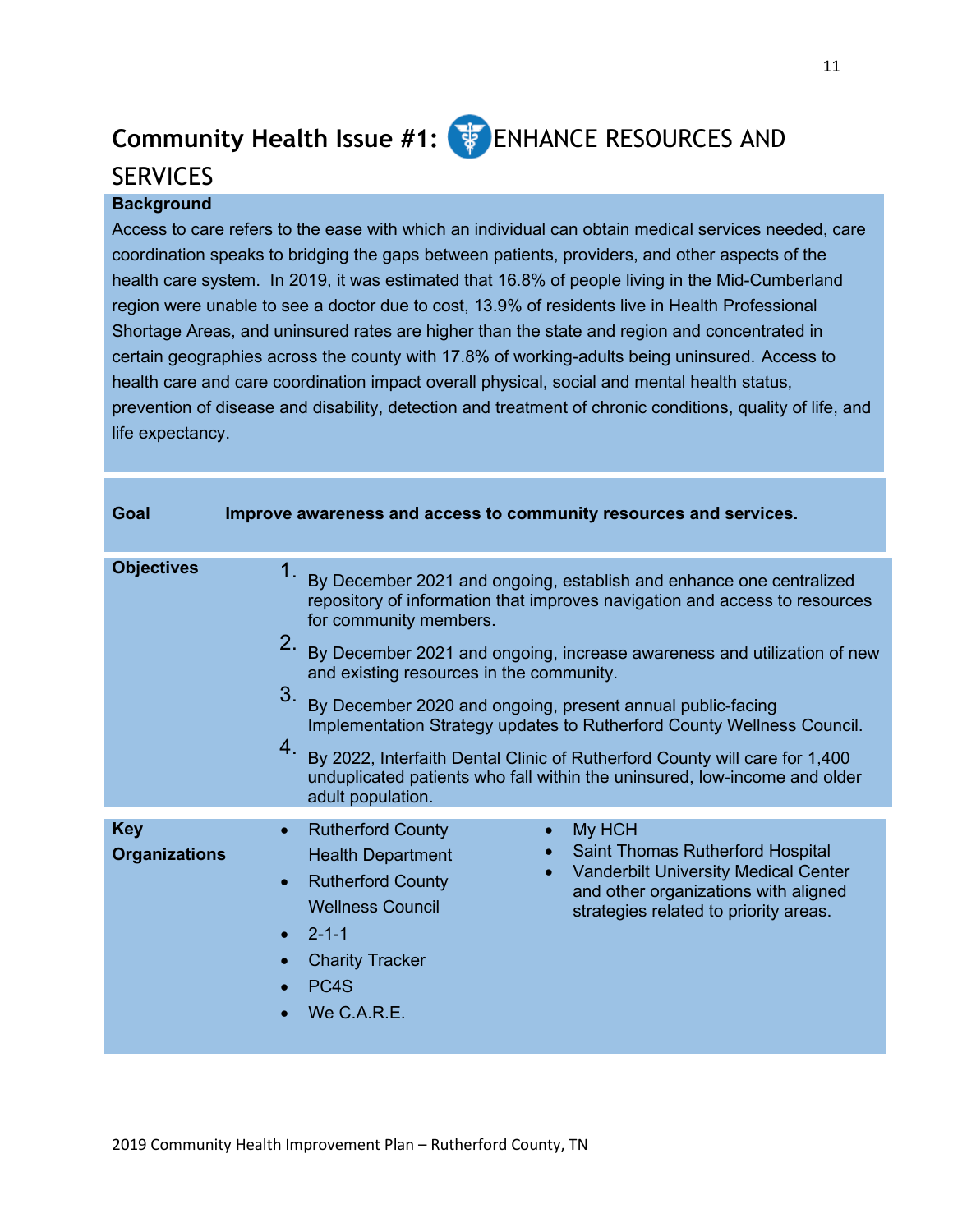## Community Health Issue #1: ENHANCE RESOURCES AND SERVICES

**Background**

Access to care refers to the ease with which an individual can obtain medical services needed, care coordination speaks to bridging the gaps between patients, providers, and other aspects of the health care system. In 2019, it was estimated that 16.8% of people living in the Mid-Cumberland region were unable to see a doctor due to cost, 13.9% of residents live in Health Professional Shortage Areas, and uninsured rates are higher than the state and region and concentrated in certain geographies across the county with 17.8% of working-adults being uninsured. Access to health care and care coordination impact overall physical, social and mental health status, prevention of disease and disability, detection and treatment of chronic conditions, quality of life, and life expectancy.

| | |
|---|---|
| **Goal** | **Improve awareness and access to community resources and services.** |
| **Objectives** | 1. By December 2021 and ongoing, establish and enhance one centralized repository of information that improves navigation and access to resources for community members.<br>2. By December 2021 and ongoing, increase awareness and utilization of new and existing resources in the community.<br>3. By December 2020 and ongoing, present annual public-facing Implementation Strategy updates to Rutherford County Wellness Council.<br>4. By 2022, Interfaith Dental Clinic of Rutherford County will care for 1,400 unduplicated patients who fall within the uninsured, low-income and older adult population. |
| **Key Organizations** | • Rutherford County Health Department<br>• Rutherford County Wellness Council<br>• 2-1-1<br>• Charity Tracker<br>• PC4S<br>• We C.A.R.E.<br>• My HCH<br>• Saint Thomas Rutherford Hospital<br>• Vanderbilt University Medical Center and other organizations with aligned strategies related to priority areas. |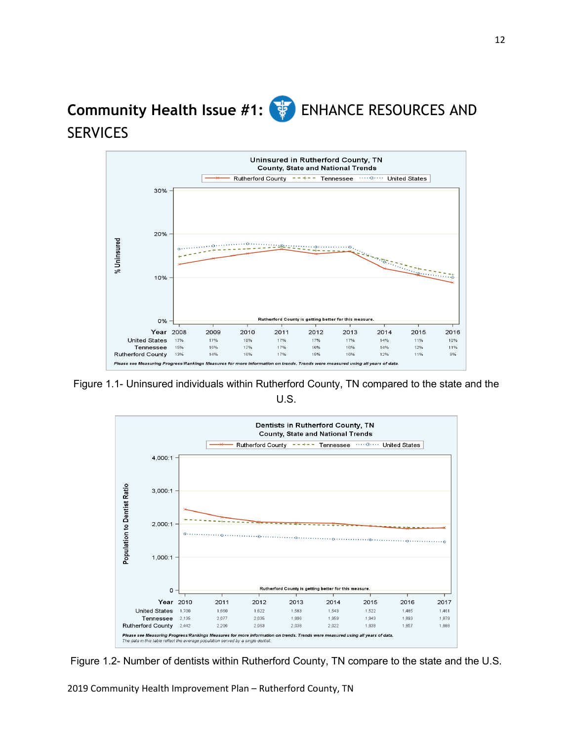# Community Health Issue #1: ENHANCE RESOURCES AND SERVICES

**Uninsured in Rutherford County, TN**
**County, State and National Trends**

| Year | 2008 | 2009 | 2010 | 2011 | 2012 | 2013 | 2014 | 2015 | 2016 |
|---|---|---|---|---|---|---|---|---|---|
| United States | 17% | 17% | 18% | 17% | 17% | 17% | 14% | 11% | 10% |
| Tennessee | 15% | 16% | 17% | 17% | 16% | 16% | 14% | 12% | 11% |
| Rutherford County | 13% | 14% | 16% | 17% | 15% | 16% | 12% | 11% | 9% |

Rutherford County is getting better for this measure.

*Please see Measuring Progress/Rankings Measures for more information on trends. Trends were measured using all years of data.*

Figure 1.1- Uninsured individuals within Rutherford County, TN compared to the state and the U.S.

**Dentists in Rutherford County, TN**
**County, State and National Trends**

| Year | 2010 | 2011 | 2012 | 2013 | 2014 | 2015 | 2016 | 2017 |
|---|---|---|---|---|---|---|---|---|
| United States | 1,700 | 1,660 | 1,622 | 1,583 | 1,543 | 1,522 | 1,485 | 1,461 |
| Tennessee | 2,135 | 2,077 | 2,035 | 1,996 | 1,959 | 1,943 | 1,893 | 1,879 |
| Rutherford County | 2,442 | 2,206 | 2,063 | 2,038 | 2,022 | 1,938 | 1,857 | 1,888 |

Rutherford County is getting better for this measure.

*Please see Measuring Progress/Rankings Measures for more information on trends. Trends were measured using all years of data.*
*The data in this table reflect the average population served by a single dentist.*

Figure 1.2- Number of dentists within Rutherford County, TN compare to the state and the U.S.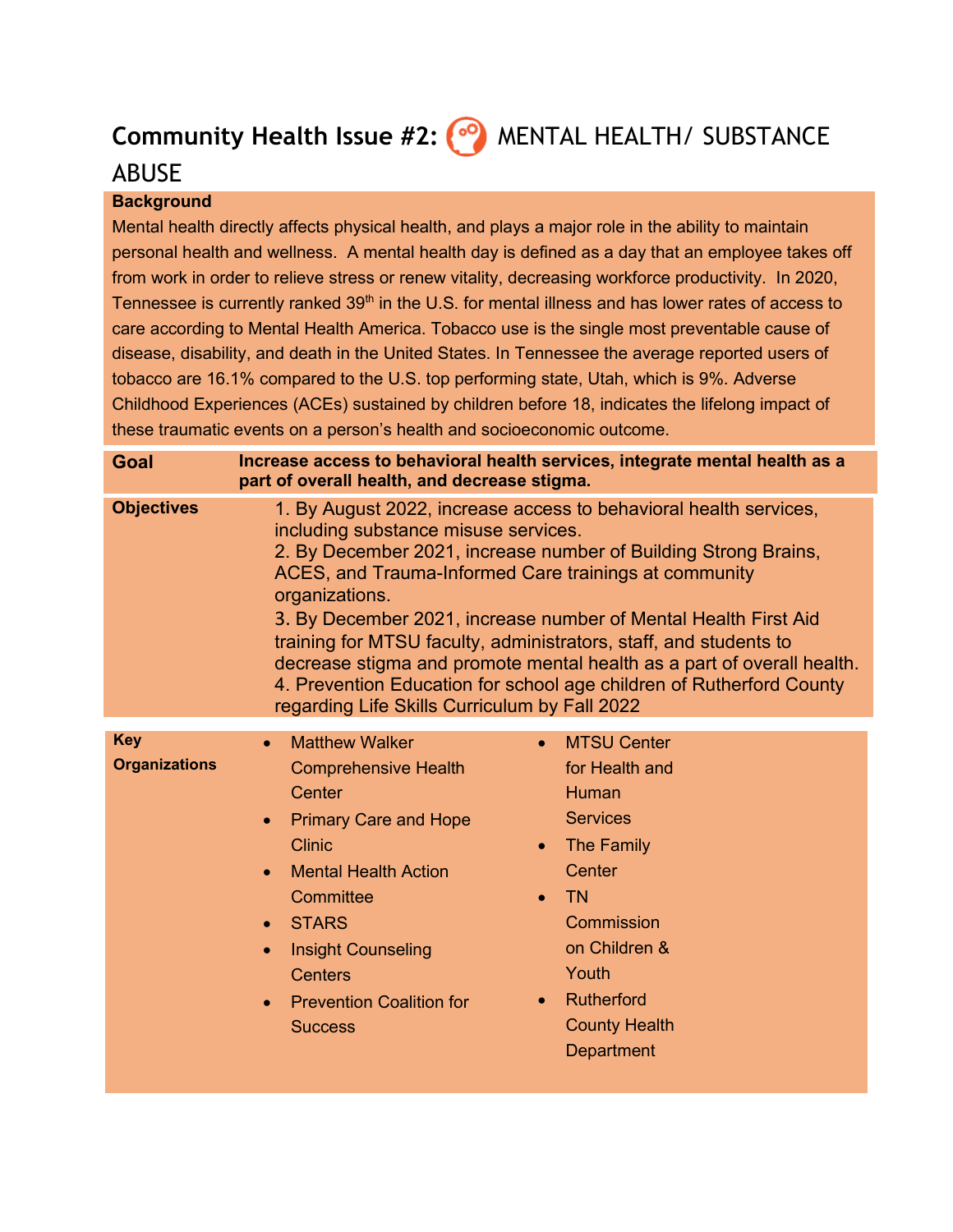## Community Health Issue #2: MENTAL HEALTH/ SUBSTANCE ABUSE

**Background**

Mental health directly affects physical health, and plays a major role in the ability to maintain personal health and wellness. A mental health day is defined as a day that an employee takes off from work in order to relieve stress or renew vitality, decreasing workforce productivity. In 2020, Tennessee is currently ranked 39th in the U.S. for mental illness and has lower rates of access to care according to Mental Health America. Tobacco use is the single most preventable cause of disease, disability, and death in the United States. In Tennessee the average reported users of tobacco are 16.1% compared to the U.S. top performing state, Utah, which is 9%. Adverse Childhood Experiences (ACEs) sustained by children before 18, indicates the lifelong impact of these traumatic events on a person's health and socioeconomic outcome.

| | |
|---|---|
| **Goal** | **Increase access to behavioral health services, integrate mental health as a part of overall health, and decrease stigma.** |
| **Objectives** | 1. By August 2022, increase access to behavioral health services, including substance misuse services.<br>2. By December 2021, increase number of Building Strong Brains, ACES, and Trauma-Informed Care trainings at community organizations.<br>3. By December 2021, increase number of Mental Health First Aid training for MTSU faculty, administrators, staff, and students to decrease stigma and promote mental health as a part of overall health.<br>4. Prevention Education for school age children of Rutherford County regarding Life Skills Curriculum by Fall 2022 |
| **Key Organizations** | • Matthew Walker Comprehensive Health Center<br>• Primary Care and Hope Clinic<br>• Mental Health Action Committee<br>• STARS<br>• Insight Counseling Centers<br>• Prevention Coalition for Success<br>• MTSU Center for Health and Human Services<br>• The Family Center<br>• TN Commission on Children & Youth<br>• Rutherford County Health Department |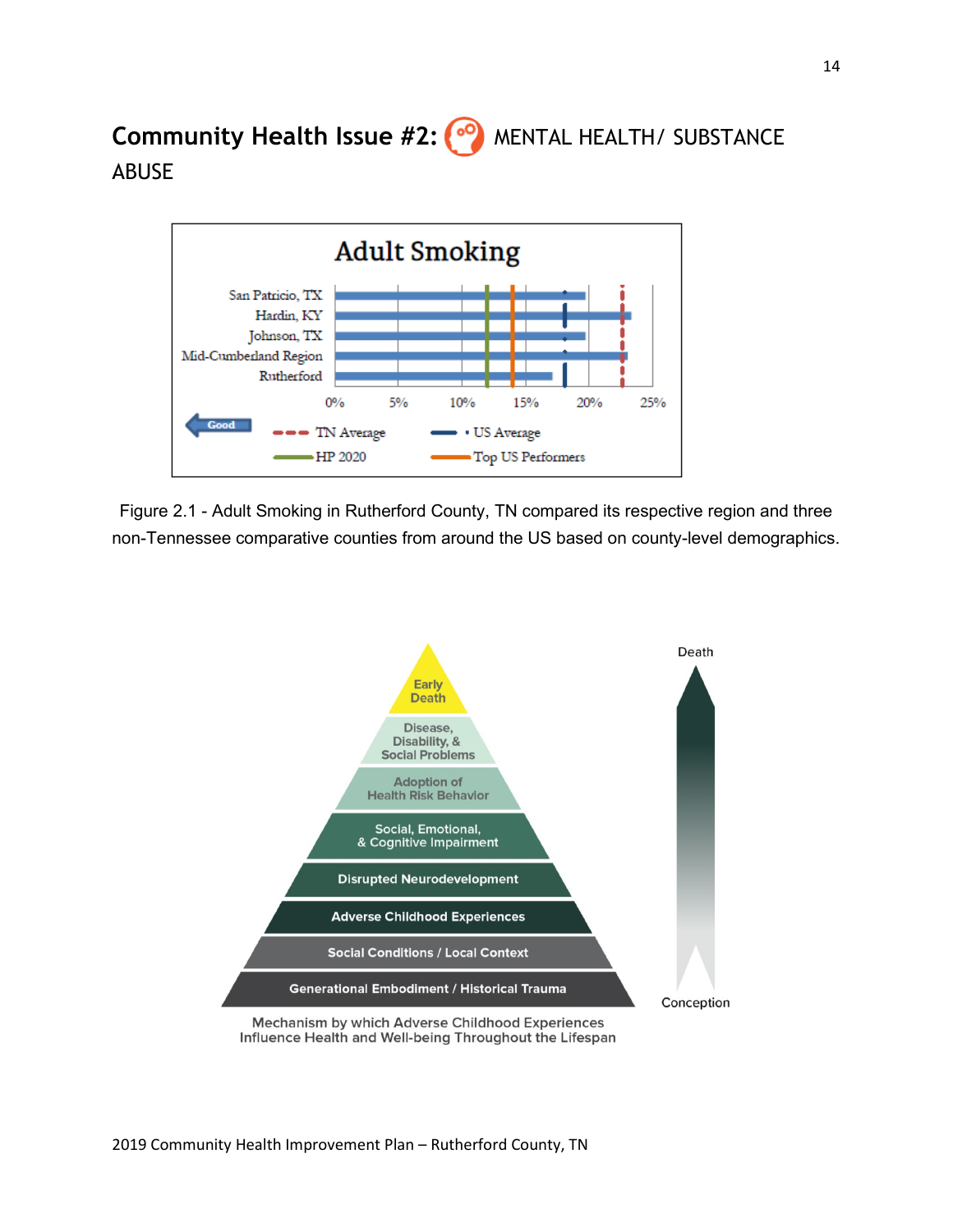## Community Health Issue #2: MENTAL HEALTH/ SUBSTANCE ABUSE

Figure 2.1 - Adult Smoking in Rutherford County, TN compared its respective region and three non-Tennessee comparative counties from around the US based on county-level demographics.

Mechanism by which Adverse Childhood Experiences Influence Health and Well-being Throughout the Lifespan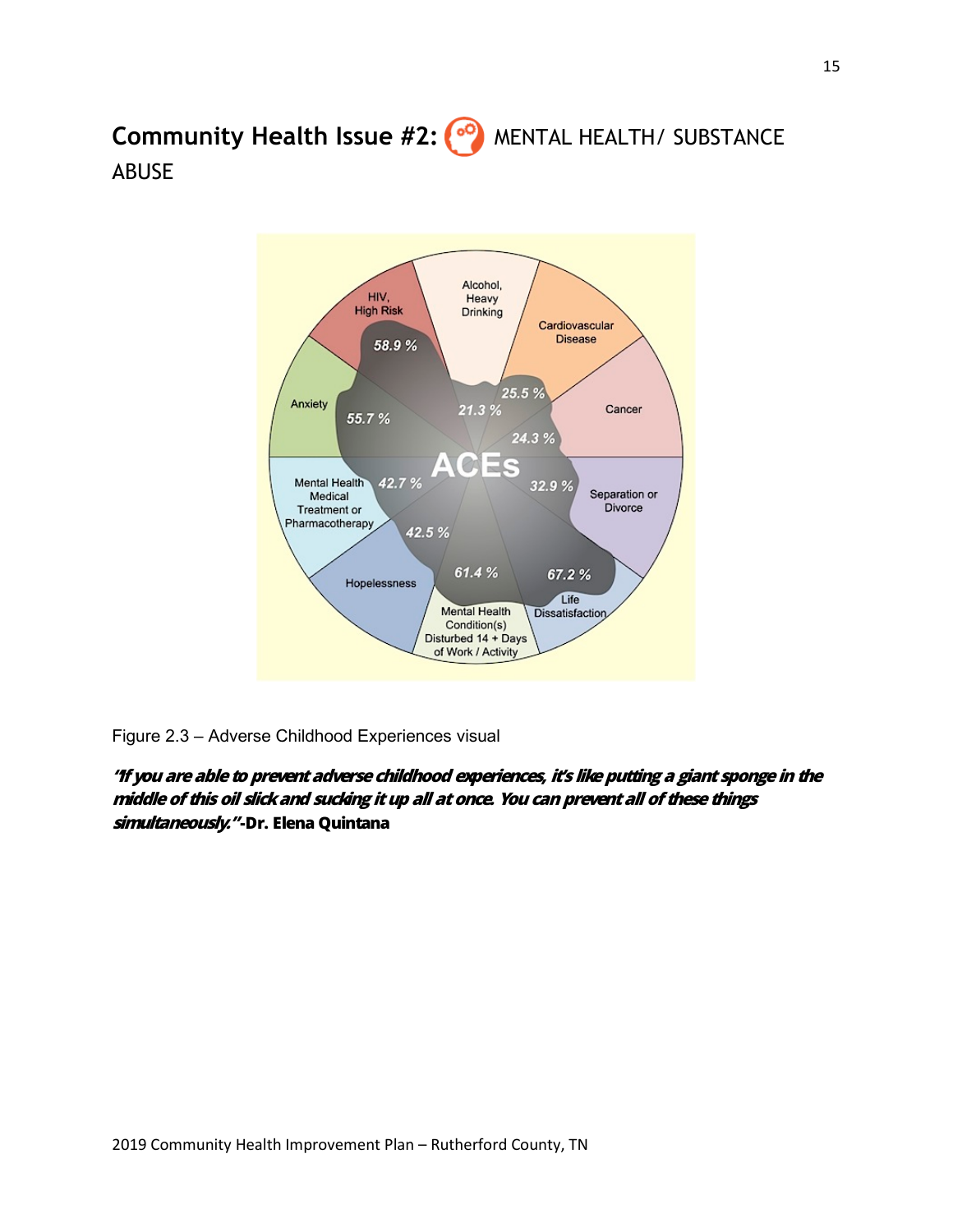## Community Health Issue #2: MENTAL HEALTH/ SUBSTANCE ABUSE

Figure 2.3 – Adverse Childhood Experiences visual

***"If you are able to prevent adverse childhood experiences, it's like putting a giant sponge in the middle of this oil slick and sucking it up all at once. You can prevent all of these things simultaneously."*-Dr. Elena Quintana**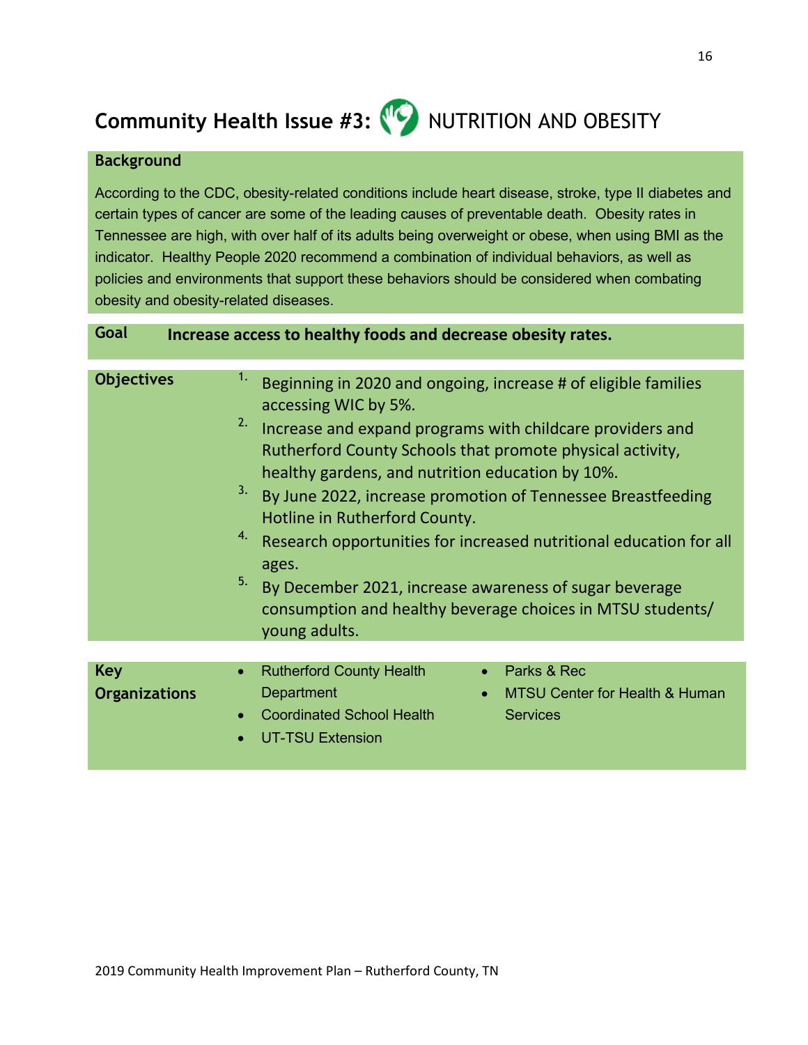# Community Health Issue #3: NUTRITION AND OBESITY

**Background**

According to the CDC, obesity-related conditions include heart disease, stroke, type II diabetes and certain types of cancer are some of the leading causes of preventable death. Obesity rates in Tennessee are high, with over half of its adults being overweight or obese, when using BMI as the indicator. Healthy People 2020 recommend a combination of individual behaviors, as well as policies and environments that support these behaviors should be considered when combating obesity and obesity-related diseases.

**Goal** **Increase access to healthy foods and decrease obesity rates.**

**Objectives**

1. Beginning in 2020 and ongoing, increase # of eligible families accessing WIC by 5%.
2. Increase and expand programs with childcare providers and Rutherford County Schools that promote physical activity, healthy gardens, and nutrition education by 10%.
3. By June 2022, increase promotion of Tennessee Breastfeeding Hotline in Rutherford County.
4. Research opportunities for increased nutritional education for all ages.
5. By December 2021, increase awareness of sugar beverage consumption and healthy beverage choices in MTSU students/ young adults.

**Key Organizations**

- Rutherford County Health Department
- Coordinated School Health
- UT-TSU Extension
- Parks & Rec
- MTSU Center for Health & Human Services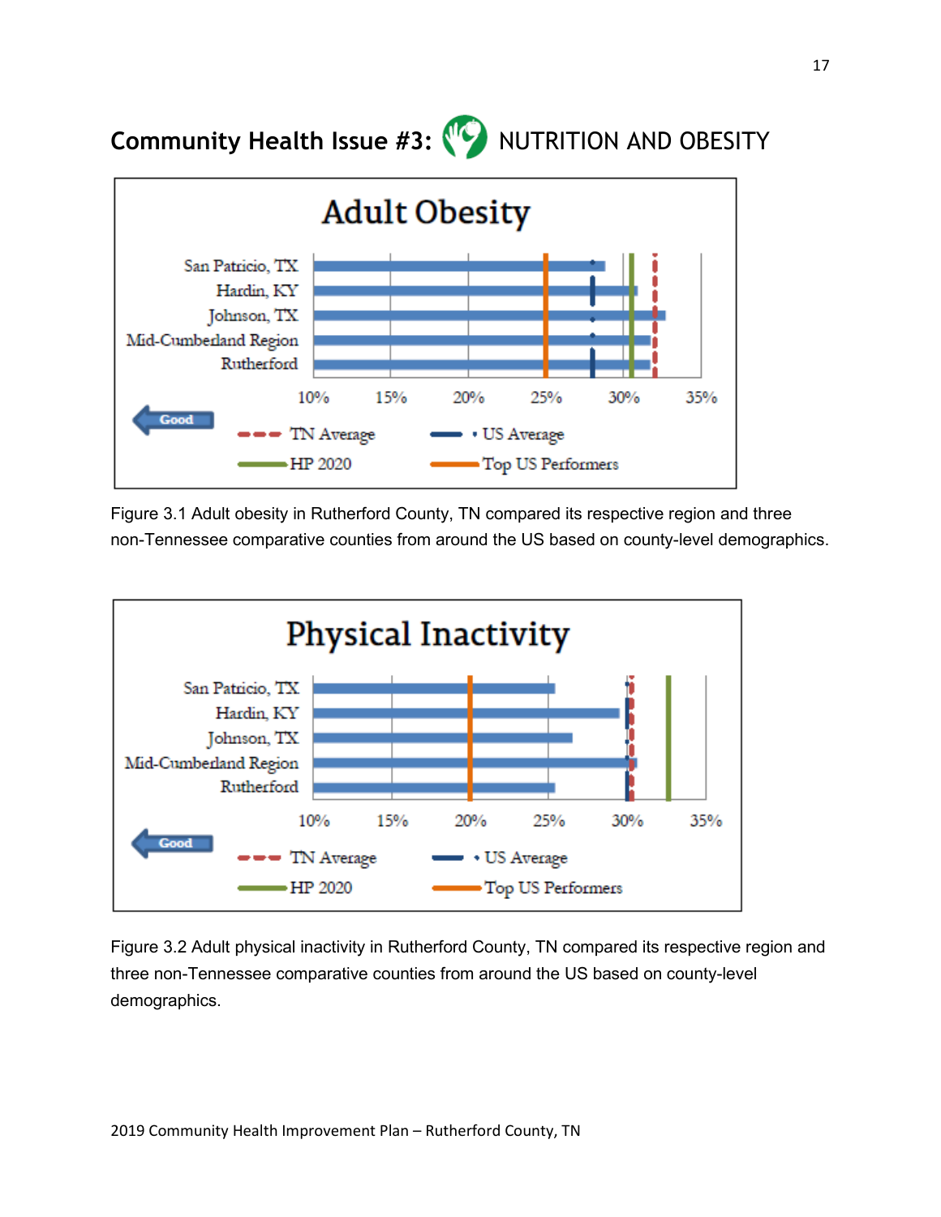## Community Health Issue #3: NUTRITION AND OBESITY

Figure 3.1 Adult obesity in Rutherford County, TN compared its respective region and three non-Tennessee comparative counties from around the US based on county-level demographics.

Figure 3.2 Adult physical inactivity in Rutherford County, TN compared its respective region and three non-Tennessee comparative counties from around the US based on county-level demographics.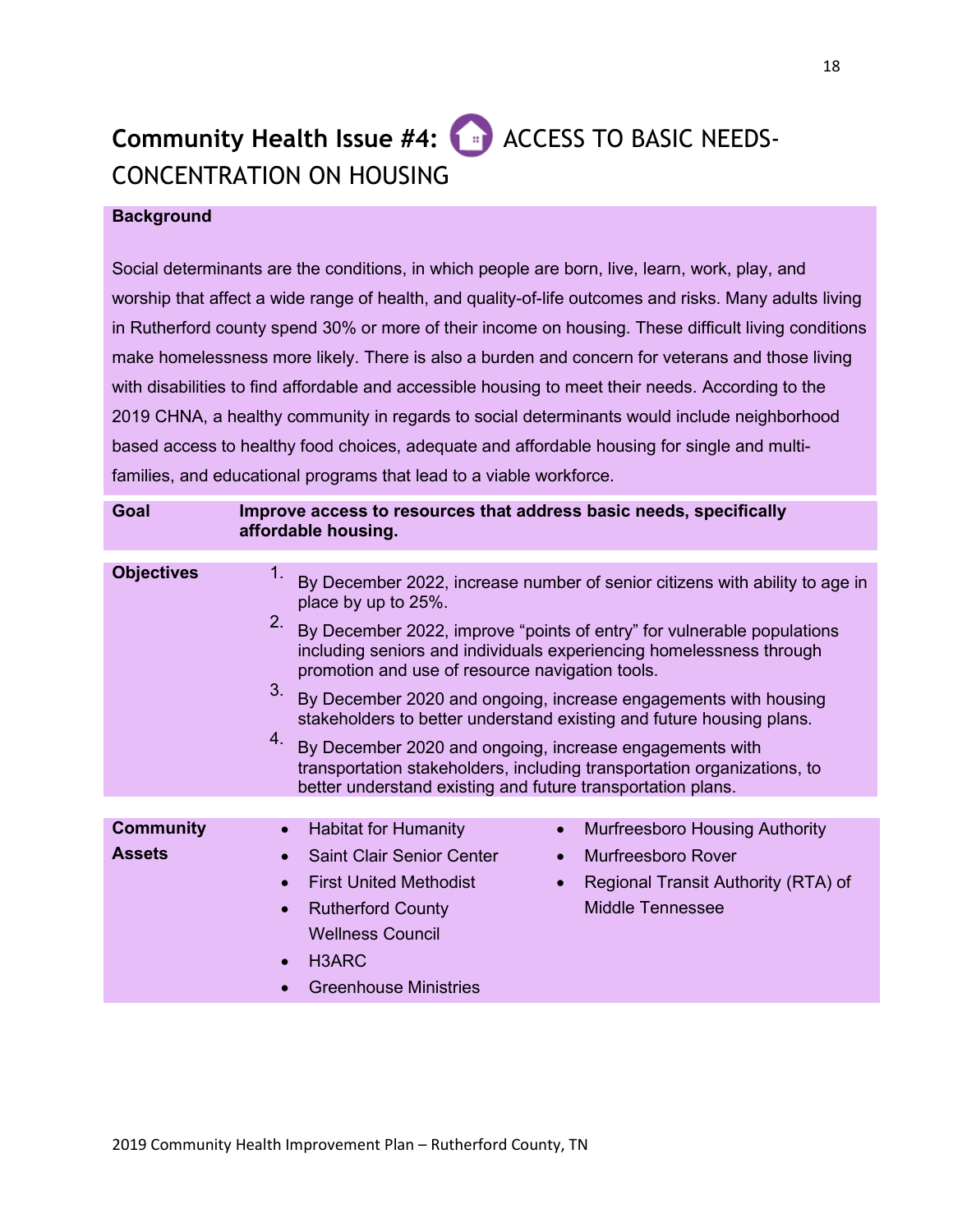## Community Health Issue #4: ACCESS TO BASIC NEEDS- CONCENTRATION ON HOUSING

**Background**

Social determinants are the conditions, in which people are born, live, learn, work, play, and worship that affect a wide range of health, and quality-of-life outcomes and risks. Many adults living in Rutherford county spend 30% or more of their income on housing. These difficult living conditions make homelessness more likely. There is also a burden and concern for veterans and those living with disabilities to find affordable and accessible housing to meet their needs. According to the 2019 CHNA, a healthy community in regards to social determinants would include neighborhood based access to healthy food choices, adequate and affordable housing for single and multi-families, and educational programs that lead to a viable workforce.

| | |
|---|---|
| **Goal** | **Improve access to resources that address basic needs, specifically affordable housing.** |
| **Objectives** | 1. By December 2022, increase number of senior citizens with ability to age in place by up to 25%.<br>2. By December 2022, improve "points of entry" for vulnerable populations including seniors and individuals experiencing homelessness through promotion and use of resource navigation tools.<br>3. By December 2020 and ongoing, increase engagements with housing stakeholders to better understand existing and future housing plans.<br>4. By December 2020 and ongoing, increase engagements with transportation stakeholders, including transportation organizations, to better understand existing and future transportation plans. |
| **Community Assets** | • Habitat for Humanity<br>• Saint Clair Senior Center<br>• First United Methodist<br>• Rutherford County Wellness Council<br>• H3ARC<br>• Greenhouse Ministries<br>• Murfreesboro Housing Authority<br>• Murfreesboro Rover<br>• Regional Transit Authority (RTA) of Middle Tennessee |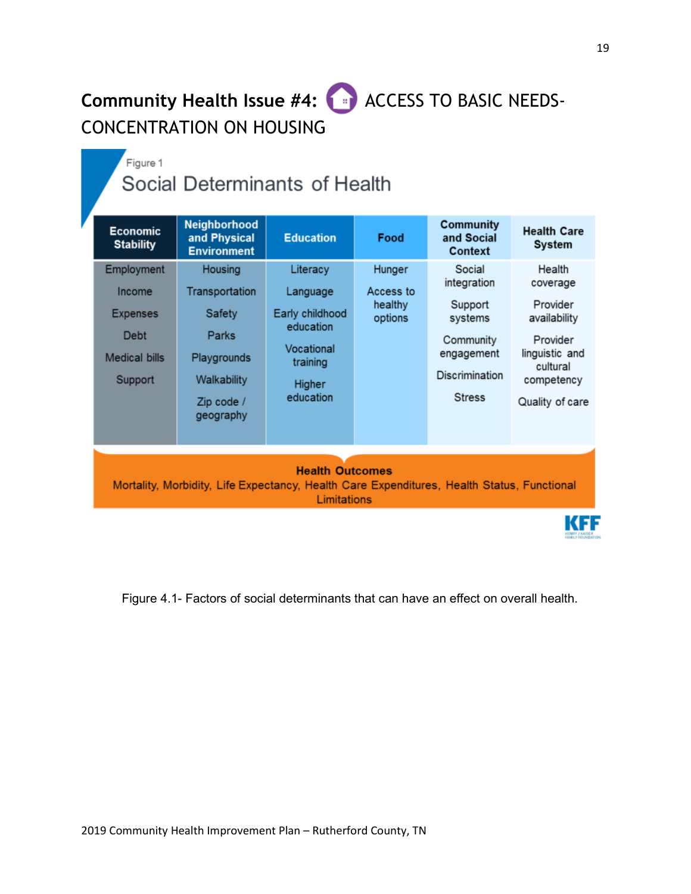## Community Health Issue #4: ACCESS TO BASIC NEEDS- CONCENTRATION ON HOUSING

Figure 1

### Social Determinants of Health

| Economic Stability | Neighborhood and Physical Environment | Education | Food | Community and Social Context | Health Care System |
|---|---|---|---|---|---|
| Employment | Housing | Literacy | Hunger | Social integration | Health coverage |
| Income | Transportation | Language | Access to healthy options | Support systems | Provider availability |
| Expenses | Safety | Early childhood education | | Community engagement | Provider linguistic and cultural competency |
| Debt | Parks | Vocational training | | Discrimination | Quality of care |
| Medical bills | Playgrounds | Higher education | | Stress | |
| Support | Walkability | | | | |
| | Zip code / geography | | | | |

**Health Outcomes**
Mortality, Morbidity, Life Expectancy, Health Care Expenditures, Health Status, Functional Limitations

KFF

Figure 4.1- Factors of social determinants that can have an effect on overall health.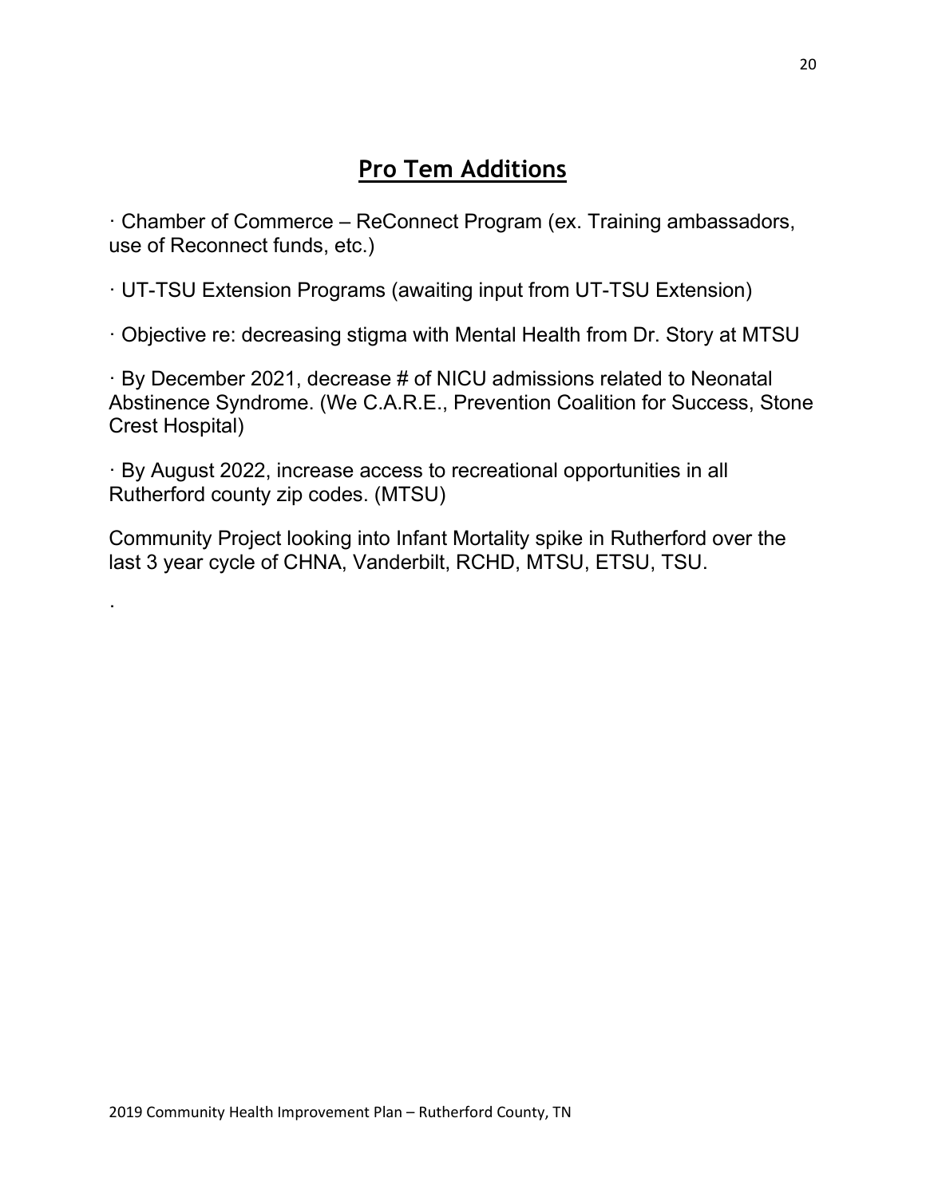## Pro Tem Additions

· Chamber of Commerce – ReConnect Program (ex. Training ambassadors, use of Reconnect funds, etc.)

· UT-TSU Extension Programs (awaiting input from UT-TSU Extension)

· Objective re: decreasing stigma with Mental Health from Dr. Story at MTSU

· By December 2021, decrease # of NICU admissions related to Neonatal Abstinence Syndrome. (We C.A.R.E., Prevention Coalition for Success, Stone Crest Hospital)

· By August 2022, increase access to recreational opportunities in all Rutherford county zip codes. (MTSU)

Community Project looking into Infant Mortality spike in Rutherford over the last 3 year cycle of CHNA, Vanderbilt, RCHD, MTSU, ETSU, TSU.

.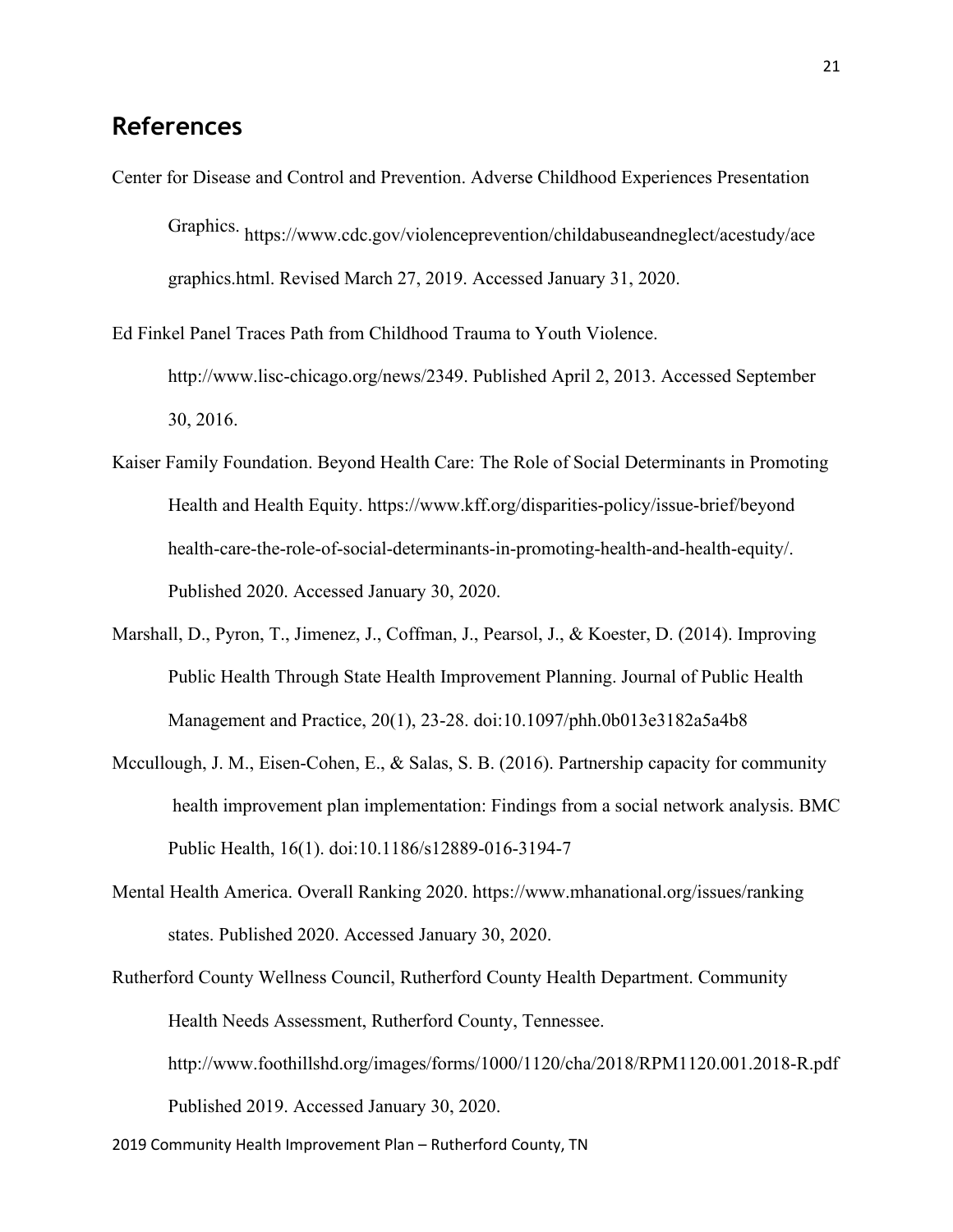## References

Center for Disease and Control and Prevention. Adverse Childhood Experiences Presentation Graphics. https://www.cdc.gov/violenceprevention/childabuseandneglect/acestudy/ace graphics.html. Revised March 27, 2019. Accessed January 31, 2020.

Ed Finkel Panel Traces Path from Childhood Trauma to Youth Violence. http://www.lisc-chicago.org/news/2349. Published April 2, 2013. Accessed September 30, 2016.

Kaiser Family Foundation. Beyond Health Care: The Role of Social Determinants in Promoting Health and Health Equity. https://www.kff.org/disparities-policy/issue-brief/beyond health-care-the-role-of-social-determinants-in-promoting-health-and-health-equity/. Published 2020. Accessed January 30, 2020.

Marshall, D., Pyron, T., Jimenez, J., Coffman, J., Pearsol, J., & Koester, D. (2014). Improving Public Health Through State Health Improvement Planning. Journal of Public Health Management and Practice, 20(1), 23-28. doi:10.1097/phh.0b013e3182a5a4b8

Mccullough, J. M., Eisen-Cohen, E., & Salas, S. B. (2016). Partnership capacity for community health improvement plan implementation: Findings from a social network analysis. BMC Public Health, 16(1). doi:10.1186/s12889-016-3194-7

Mental Health America. Overall Ranking 2020. https://www.mhanational.org/issues/ranking states. Published 2020. Accessed January 30, 2020.

Rutherford County Wellness Council, Rutherford County Health Department. Community Health Needs Assessment, Rutherford County, Tennessee. http://www.foothillshd.org/images/forms/1000/1120/cha/2018/RPM1120.001.2018-R.pdf Published 2019. Accessed January 30, 2020.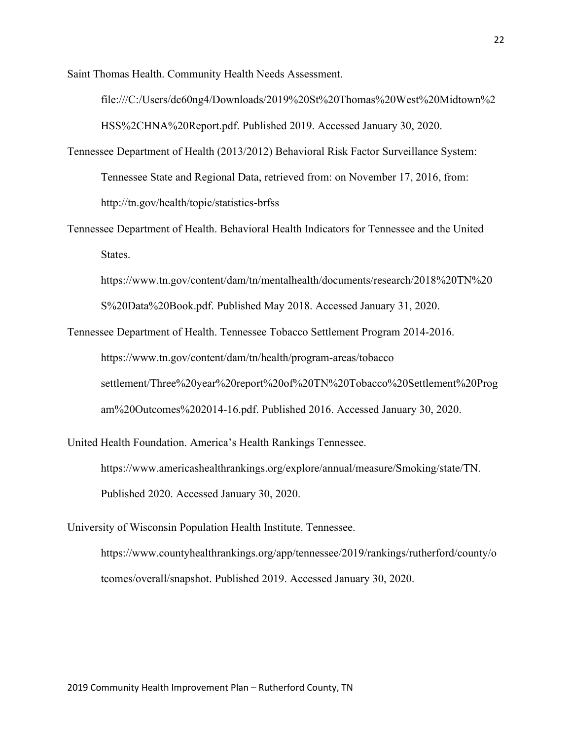Saint Thomas Health. Community Health Needs Assessment. file:///C:/Users/dc60ng4/Downloads/2019%20St%20Thomas%20West%20Midtown%2 HSS%2CHNA%20Report.pdf. Published 2019. Accessed January 30, 2020.

Tennessee Department of Health (2013/2012) Behavioral Risk Factor Surveillance System: Tennessee State and Regional Data, retrieved from: on November 17, 2016, from: http://tn.gov/health/topic/statistics-brfss

Tennessee Department of Health. Behavioral Health Indicators for Tennessee and the United States. https://www.tn.gov/content/dam/tn/mentalhealth/documents/research/2018%20TN%20 S%20Data%20Book.pdf. Published May 2018. Accessed January 31, 2020.

Tennessee Department of Health. Tennessee Tobacco Settlement Program 2014-2016. https://www.tn.gov/content/dam/tn/health/program-areas/tobacco settlement/Three%20year%20report%20of%20TN%20Tobacco%20Settlement%20Prog am%20Outcomes%202014-16.pdf. Published 2016. Accessed January 30, 2020.

United Health Foundation. America's Health Rankings Tennessee. https://www.americashealthrankings.org/explore/annual/measure/Smoking/state/TN. Published 2020. Accessed January 30, 2020.

University of Wisconsin Population Health Institute. Tennessee. https://www.countyhealthrankings.org/app/tennessee/2019/rankings/rutherford/county/o tcomes/overall/snapshot. Published 2019. Accessed January 30, 2020.